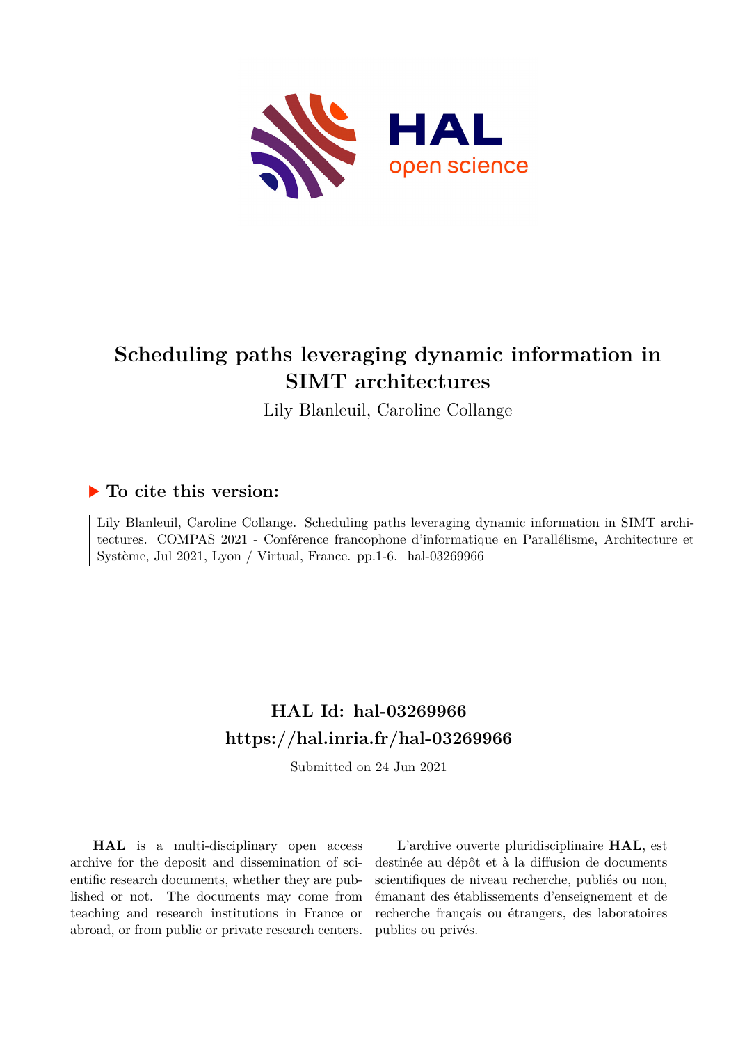# Scheduling paths leveraging dynamic information in SIMT architectures

Lily Blanleuil, Caroline Collange

## ▶ To cite this version:

Lily Blanleuil, Caroline Collange. Scheduling paths leveraging dynamic information in SIMT architectures. COMPAS 2021 - Conférence francophone d'informatique en Parallélisme, Architecture et Système, Jul 2021, Lyon / Virtual, France. pp.1-6. hal-03269966

## HAL Id: hal-03269966
## https://hal.inria.fr/hal-03269966

Submitted on 24 Jun 2021

**HAL** is a multi-disciplinary open access archive for the deposit and dissemination of scientific research documents, whether they are published or not. The documents may come from teaching and research institutions in France or abroad, or from public or private research centers.

L'archive ouverte pluridisciplinaire **HAL**, est destinée au dépôt et à la diffusion de documents scientifiques de niveau recherche, publiés ou non, émanant des établissements d'enseignement et de recherche français ou étrangers, des laboratoires publics ou privés.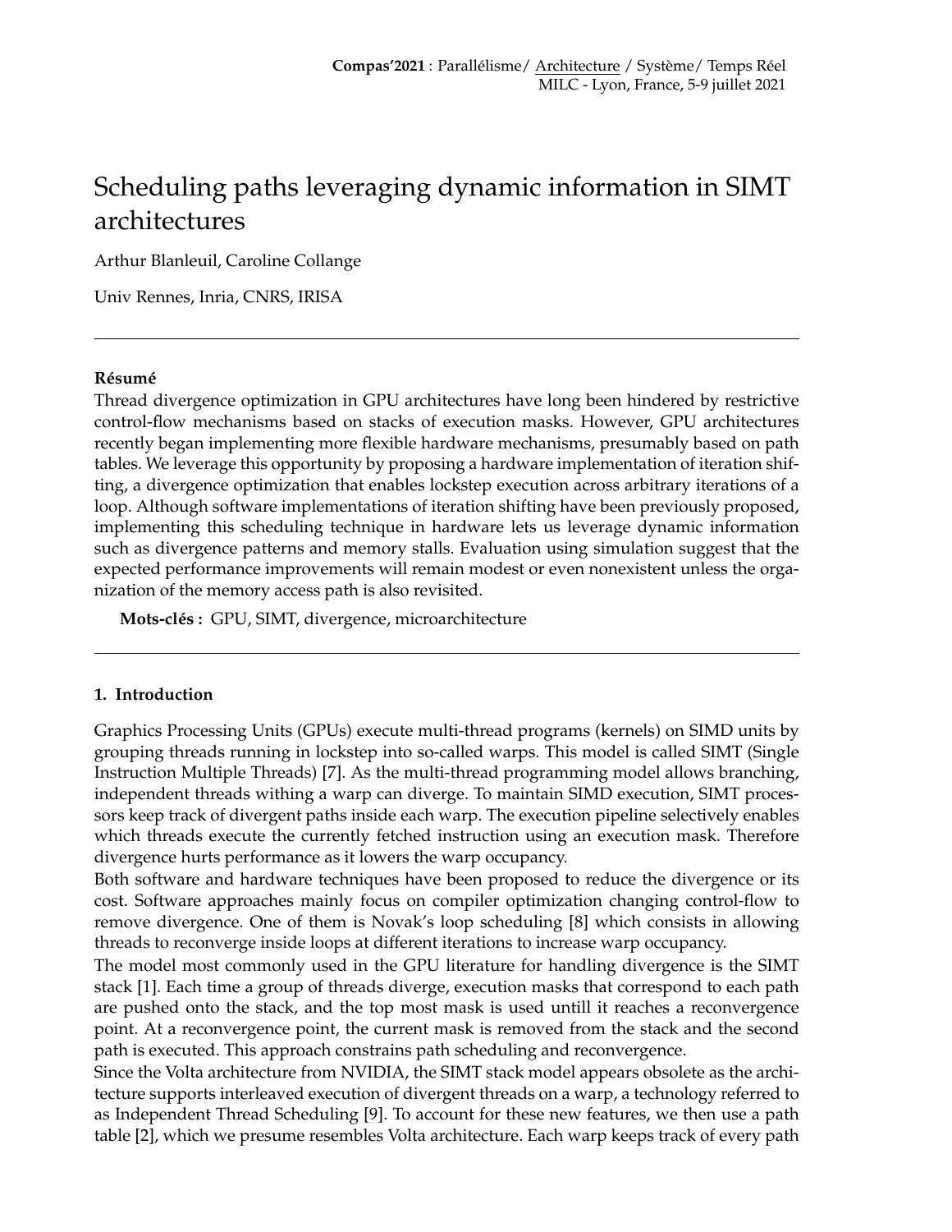# Scheduling paths leveraging dynamic information in SIMT architectures

Arthur Blanleuil, Caroline Collange

Univ Rennes, Inria, CNRS, IRISA

---

**Résumé**

Thread divergence optimization in GPU architectures have long been hindered by restrictive control-flow mechanisms based on stacks of execution masks. However, GPU architectures recently began implementing more flexible hardware mechanisms, presumably based on path tables. We leverage this opportunity by proposing a hardware implementation of iteration shifting, a divergence optimization that enables lockstep execution across arbitrary iterations of a loop. Although software implementations of iteration shifting have been previously proposed, implementing this scheduling technique in hardware lets us leverage dynamic information such as divergence patterns and memory stalls. Evaluation using simulation suggest that the expected performance improvements will remain modest or even nonexistent unless the organization of the memory access path is also revisited.

**Mots-clés :** GPU, SIMT, divergence, microarchitecture

---

## 1. Introduction

Graphics Processing Units (GPUs) execute multi-thread programs (kernels) on SIMD units by grouping threads running in lockstep into so-called warps. This model is called SIMT (Single Instruction Multiple Threads) [7]. As the multi-thread programming model allows branching, independent threads withing a warp can diverge. To maintain SIMD execution, SIMT processors keep track of divergent paths inside each warp. The execution pipeline selectively enables which threads execute the currently fetched instruction using an execution mask. Therefore divergence hurts performance as it lowers the warp occupancy.

Both software and hardware techniques have been proposed to reduce the divergence or its cost. Software approaches mainly focus on compiler optimization changing control-flow to remove divergence. One of them is Novak's loop scheduling [8] which consists in allowing threads to reconverge inside loops at different iterations to increase warp occupancy.

The model most commonly used in the GPU literature for handling divergence is the SIMT stack [1]. Each time a group of threads diverge, execution masks that correspond to each path are pushed onto the stack, and the top most mask is used untill it reaches a reconvergence point. At a reconvergence point, the current mask is removed from the stack and the second path is executed. This approach constrains path scheduling and reconvergence.

Since the Volta architecture from NVIDIA, the SIMT stack model appears obsolete as the architecture supports interleaved execution of divergent threads on a warp, a technology referred to as Independent Thread Scheduling [9]. To account for these new features, we then use a path table [2], which we presume resembles Volta architecture. Each warp keeps track of every path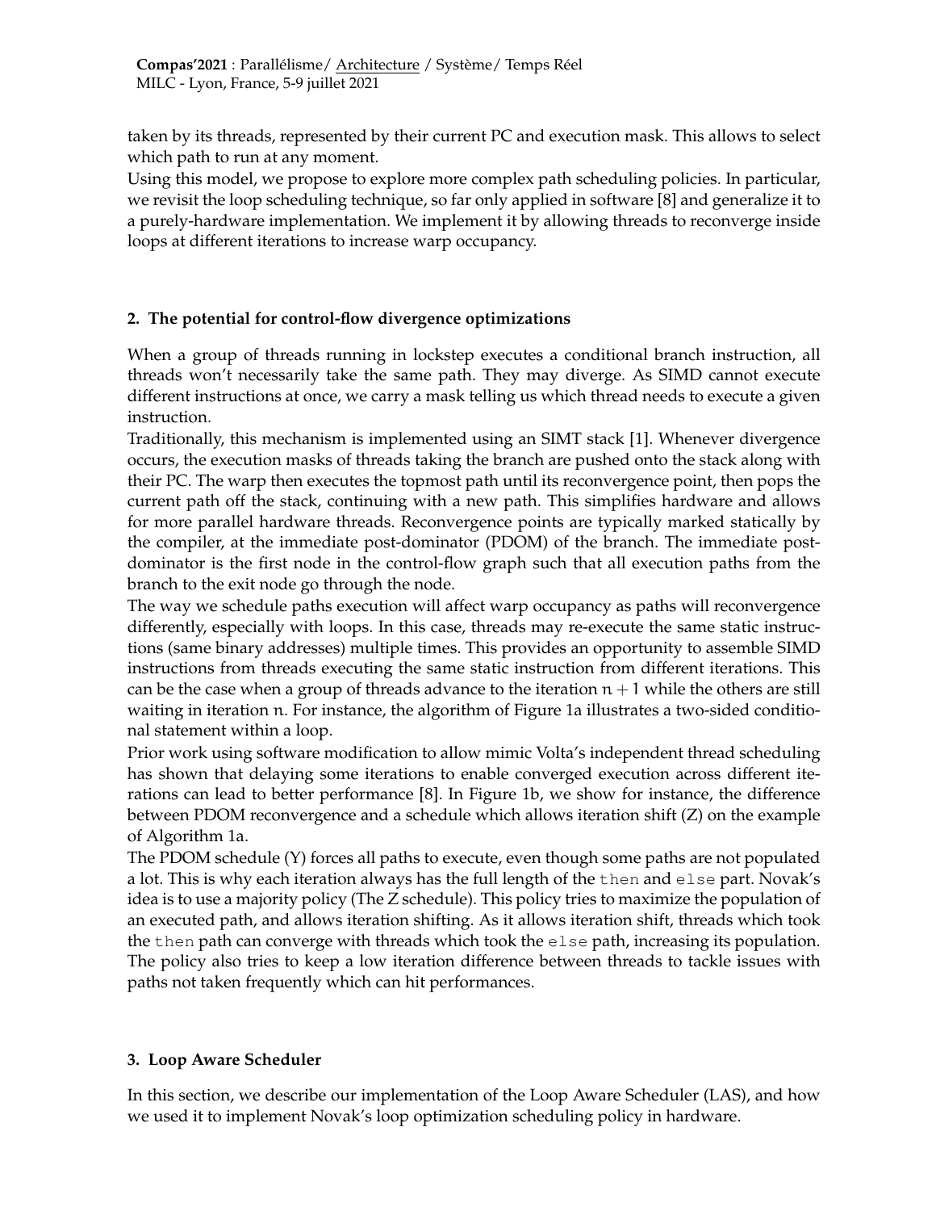taken by its threads, represented by their current PC and execution mask. This allows to select which path to run at any moment.
Using this model, we propose to explore more complex path scheduling policies. In particular, we revisit the loop scheduling technique, so far only applied in software [8] and generalize it to a purely-hardware implementation. We implement it by allowing threads to reconverge inside loops at different iterations to increase warp occupancy.

## 2. The potential for control-flow divergence optimizations

When a group of threads running in lockstep executes a conditional branch instruction, all threads won't necessarily take the same path. They may diverge. As SIMD cannot execute different instructions at once, we carry a mask telling us which thread needs to execute a given instruction.
Traditionally, this mechanism is implemented using an SIMT stack [1]. Whenever divergence occurs, the execution masks of threads taking the branch are pushed onto the stack along with their PC. The warp then executes the topmost path until its reconvergence point, then pops the current path off the stack, continuing with a new path. This simplifies hardware and allows for more parallel hardware threads. Reconvergence points are typically marked statically by the compiler, at the immediate post-dominator (PDOM) of the branch. The immediate post-dominator is the first node in the control-flow graph such that all execution paths from the branch to the exit node go through the node.
The way we schedule paths execution will affect warp occupancy as paths will reconvergence differently, especially with loops. In this case, threads may re-execute the same static instructions (same binary addresses) multiple times. This provides an opportunity to assemble SIMD instructions from threads executing the same static instruction from different iterations. This can be the case when a group of threads advance to the iteration $n + 1$ while the others are still waiting in iteration $n$. For instance, the algorithm of Figure 1a illustrates a two-sided conditional statement within a loop.
Prior work using software modification to allow mimic Volta's independent thread scheduling has shown that delaying some iterations to enable converged execution across different iterations can lead to better performance [8]. In Figure 1b, we show for instance, the difference between PDOM reconvergence and a schedule which allows iteration shift (Z) on the example of Algorithm 1a.
The PDOM schedule (Y) forces all paths to execute, even though some paths are not populated a lot. This is why each iteration always has the full length of the `then` and `else` part. Novak's idea is to use a majority policy (The Z schedule). This policy tries to maximize the population of an executed path, and allows iteration shifting. As it allows iteration shift, threads which took the `then` path can converge with threads which took the `else` path, increasing its population. The policy also tries to keep a low iteration difference between threads to tackle issues with paths not taken frequently which can hit performances.

## 3. Loop Aware Scheduler

In this section, we describe our implementation of the Loop Aware Scheduler (LAS), and how we used it to implement Novak's loop optimization scheduling policy in hardware.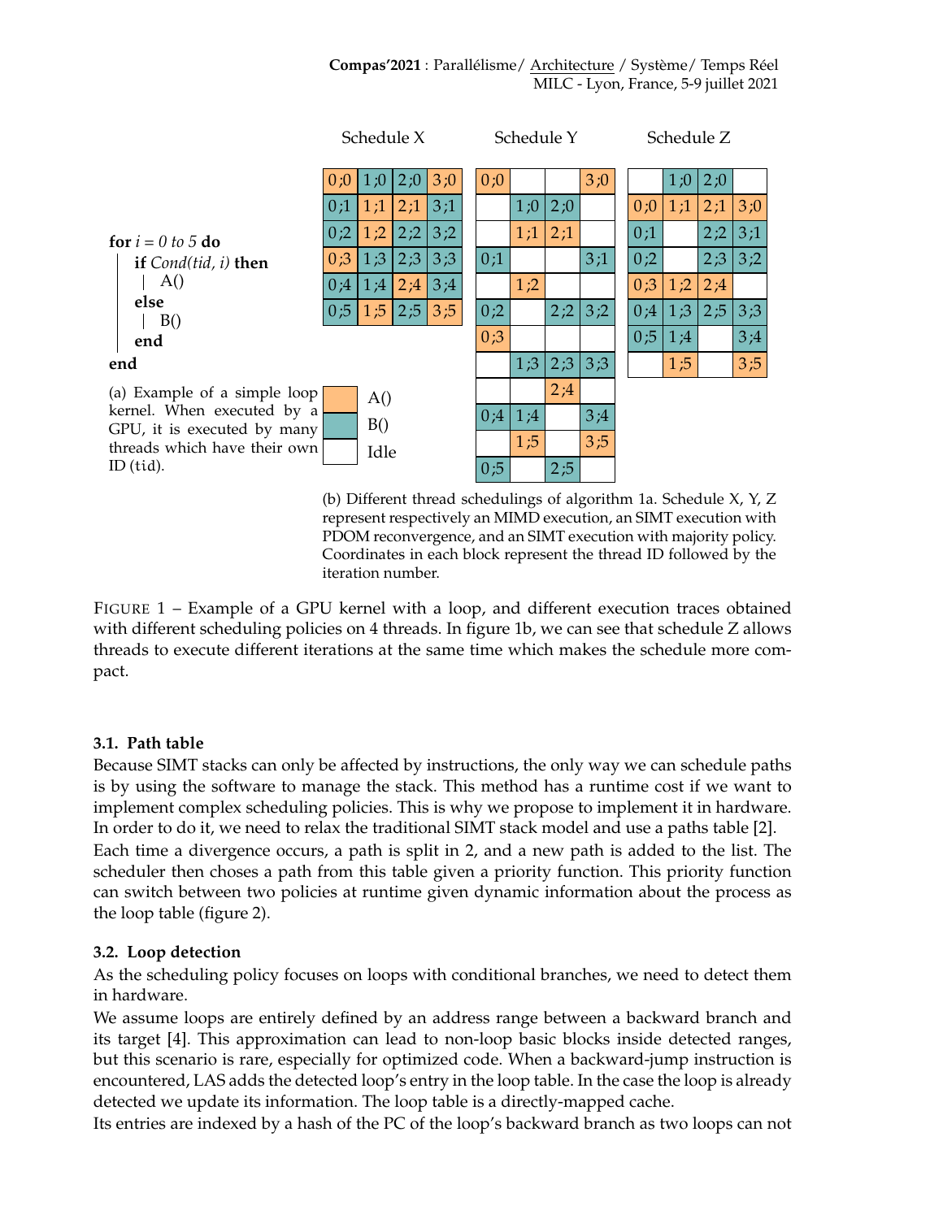```
for i = 0 to 5 do
    if Cond(tid, i) then
        A()
    else
        B()
    end
end
```

(a) Example of a simple loop kernel. When executed by a GPU, it is executed by many threads which have their own ID (tid).

Schedule X

| | | | |
|---|---|---|---|
| 0;0 | 1;0 | 2;0 | 3;0 |
| 0;1 | 1;1 | 2;1 | 3;1 |
| 0;2 | 1;2 | 2;2 | 3;2 |
| 0;3 | 1;3 | 2;3 | 3;3 |
| 0;4 | 1;4 | 2;4 | 3;4 |
| 0;5 | 1;5 | 2;5 | 3;5 |

Schedule Y

| | | | |
|---|---|---|---|
| 0;0 | | | 3;0 |
| | 1;0 | 2;0 | |
| | 1;1 | 2;1 | |
| 0;1 | | | 3;1 |
| | 1;2 | | |
| 0;2 | | 2;2 | 3;2 |
| 0;3 | | | |
| | 1;3 | 2;3 | 3;3 |
| | | 2;4 | |
| 0;4 | 1;4 | | 3;4 |
| | 1;5 | | 3;5 |
| 0;5 | | 2;5 | |

Schedule Z

| | | | |
|---|---|---|---|
| | 1;0 | 2;0 | |
| 0;0 | 1;1 | 2;1 | 3;0 |
| 0;1 | | 2;2 | 3;1 |
| 0;2 | | 2;3 | 3;2 |
| 0;3 | 1;2 | 2;4 | |
| 0;4 | 1;3 | 2;5 | 3;3 |
| 0;5 | 1;4 | | 3;4 |
| | 1;5 | | 3;5 |

Legend: A() / B() / Idle

(b) Different thread schedulings of algorithm 1a. Schedule X, Y, Z represent respectively an MIMD execution, an SIMT execution with PDOM reconvergence, and an SIMT execution with majority policy. Coordinates in each block represent the thread ID followed by the iteration number.

FIGURE 1 – Example of a GPU kernel with a loop, and different execution traces obtained with different scheduling policies on 4 threads. In figure 1b, we can see that schedule Z allows threads to execute different iterations at the same time which makes the schedule more compact.

### 3.1. Path table

Because SIMT stacks can only be affected by instructions, the only way we can schedule paths is by using the software to manage the stack. This method has a runtime cost if we want to implement complex scheduling policies. This is why we propose to implement it in hardware. In order to do it, we need to relax the traditional SIMT stack model and use a paths table [2].

Each time a divergence occurs, a path is split in 2, and a new path is added to the list. The scheduler then choses a path from this table given a priority function. This priority function can switch between two policies at runtime given dynamic information about the process as the loop table (figure 2).

### 3.2. Loop detection

As the scheduling policy focuses on loops with conditional branches, we need to detect them in hardware.

We assume loops are entirely defined by an address range between a backward branch and its target [4]. This approximation can lead to non-loop basic blocks inside detected ranges, but this scenario is rare, especially for optimized code. When a backward-jump instruction is encountered, LAS adds the detected loop's entry in the loop table. In the case the loop is already detected we update its information. The loop table is a directly-mapped cache.

Its entries are indexed by a hash of the PC of the loop's backward branch as two loops can not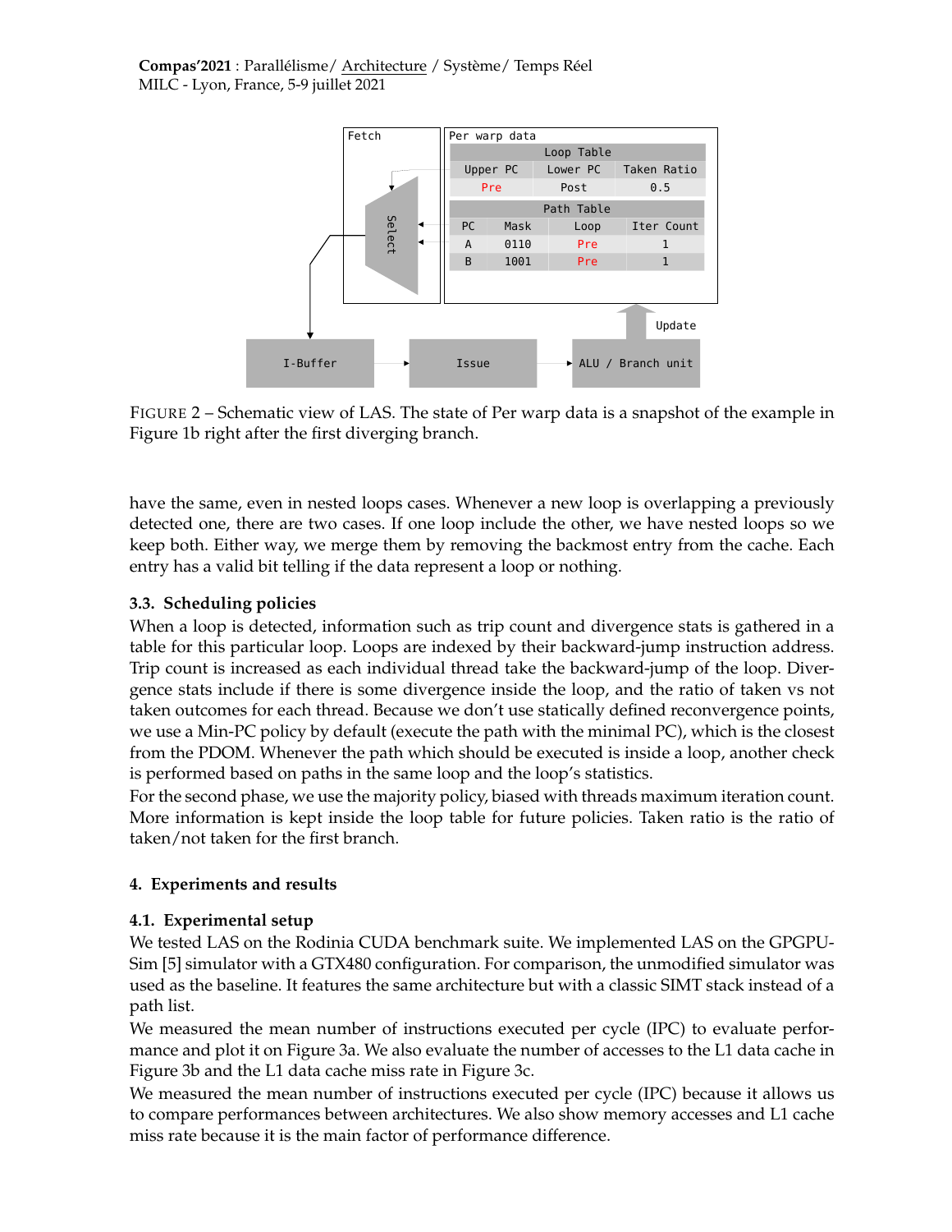FIGURE 2 – Schematic view of LAS. The state of Per warp data is a snapshot of the example in Figure 1b right after the first diverging branch.

have the same, even in nested loops cases. Whenever a new loop is overlapping a previously detected one, there are two cases. If one loop include the other, we have nested loops so we keep both. Either way, we merge them by removing the backmost entry from the cache. Each entry has a valid bit telling if the data represent a loop or nothing.

### 3.3. Scheduling policies

When a loop is detected, information such as trip count and divergence stats is gathered in a table for this particular loop. Loops are indexed by their backward-jump instruction address. Trip count is increased as each individual thread take the backward-jump of the loop. Divergence stats include if there is some divergence inside the loop, and the ratio of taken vs not taken outcomes for each thread. Because we don't use statically defined reconvergence points, we use a Min-PC policy by default (execute the path with the minimal PC), which is the closest from the PDOM. Whenever the path which should be executed is inside a loop, another check is performed based on paths in the same loop and the loop's statistics.

For the second phase, we use the majority policy, biased with threads maximum iteration count. More information is kept inside the loop table for future policies. Taken ratio is the ratio of taken/not taken for the first branch.

## 4. Experiments and results

### 4.1. Experimental setup

We tested LAS on the Rodinia CUDA benchmark suite. We implemented LAS on the GPGPU-Sim [5] simulator with a GTX480 configuration. For comparison, the unmodified simulator was used as the baseline. It features the same architecture but with a classic SIMT stack instead of a path list.

We measured the mean number of instructions executed per cycle (IPC) to evaluate performance and plot it on Figure 3a. We also evaluate the number of accesses to the L1 data cache in Figure 3b and the L1 data cache miss rate in Figure 3c.

We measured the mean number of instructions executed per cycle (IPC) because it allows us to compare performances between architectures. We also show memory accesses and L1 cache miss rate because it is the main factor of performance difference.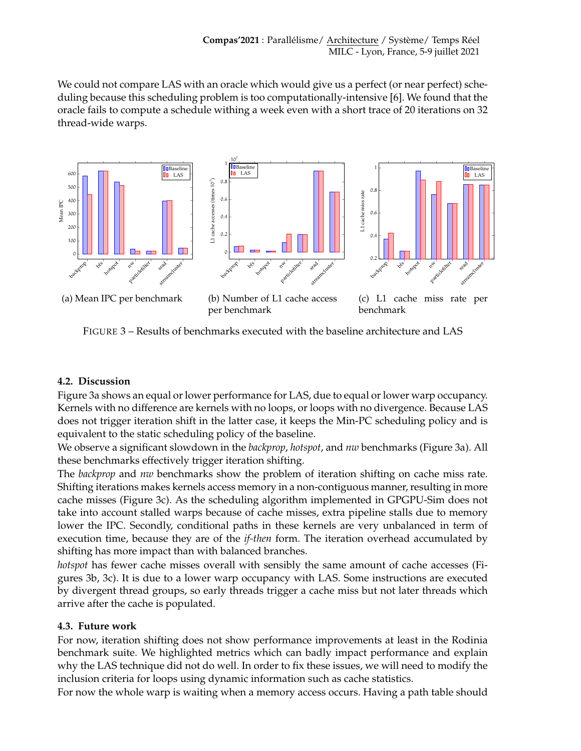We could not compare LAS with an oracle which would give us a perfect (or near perfect) scheduling because this scheduling problem is too computationally-intensive [6]. We found that the oracle fails to compute a schedule withing a week even with a short trace of 20 iterations on 32 thread-wide warps.

(a) Mean IPC per benchmark

(b) Number of L1 cache access per benchmark

(c) L1 cache miss rate per benchmark

FIGURE 3 – Results of benchmarks executed with the baseline architecture and LAS

### 4.2. Discussion

Figure 3a shows an equal or lower performance for LAS, due to equal or lower warp occupancy. Kernels with no difference are kernels with no loops, or loops with no divergence. Because LAS does not trigger iteration shift in the latter case, it keeps the Min-PC scheduling policy and is equivalent to the static scheduling policy of the baseline.

We observe a significant slowdown in the *backprop*, *hotspot*, and *nw* benchmarks (Figure 3a). All these benchmarks effectively trigger iteration shifting.

The *backprop* and *nw* benchmarks show the problem of iteration shifting on cache miss rate. Shifting iterations makes kernels access memory in a non-contiguous manner, resulting in more cache misses (Figure 3c). As the scheduling algorithm implemented in GPGPU-Sim does not take into account stalled warps because of cache misses, extra pipeline stalls due to memory lower the IPC. Secondly, conditional paths in these kernels are very unbalanced in term of execution time, because they are of the *if-then* form. The iteration overhead accumulated by shifting has more impact than with balanced branches.

*hotspot* has fewer cache misses overall with sensibly the same amount of cache accesses (Figures 3b, 3c). It is due to a lower warp occupancy with LAS. Some instructions are executed by divergent thread groups, so early threads trigger a cache miss but not later threads which arrive after the cache is populated.

### 4.3. Future work

For now, iteration shifting does not show performance improvements at least in the Rodinia benchmark suite. We highlighted metrics which can badly impact performance and explain why the LAS technique did not do well. In order to fix these issues, we will need to modify the inclusion criteria for loops using dynamic information such as cache statistics.

For now the whole warp is waiting when a memory access occurs. Having a path table should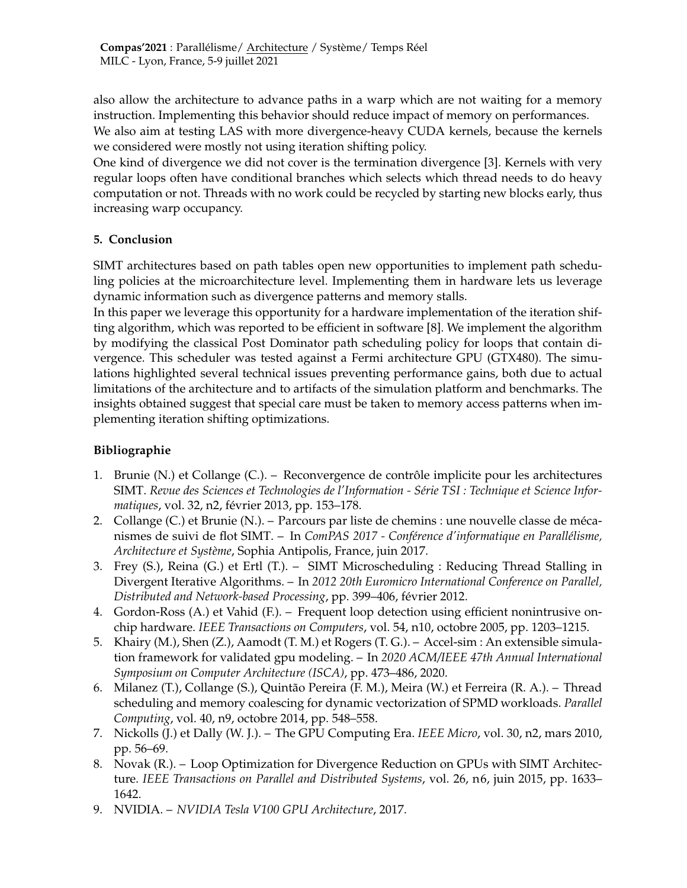also allow the architecture to advance paths in a warp which are not waiting for a memory instruction. Implementing this behavior should reduce impact of memory on performances.
We also aim at testing LAS with more divergence-heavy CUDA kernels, because the kernels we considered were mostly not using iteration shifting policy.
One kind of divergence we did not cover is the termination divergence [3]. Kernels with very regular loops often have conditional branches which selects which thread needs to do heavy computation or not. Threads with no work could be recycled by starting new blocks early, thus increasing warp occupancy.

## 5. Conclusion

SIMT architectures based on path tables open new opportunities to implement path scheduling policies at the microarchitecture level. Implementing them in hardware lets us leverage dynamic information such as divergence patterns and memory stalls.
In this paper we leverage this opportunity for a hardware implementation of the iteration shifting algorithm, which was reported to be efficient in software [8]. We implement the algorithm by modifying the classical Post Dominator path scheduling policy for loops that contain divergence. This scheduler was tested against a Fermi architecture GPU (GTX480). The simulations highlighted several technical issues preventing performance gains, both due to actual limitations of the architecture and to artifacts of the simulation platform and benchmarks. The insights obtained suggest that special care must be taken to memory access patterns when implementing iteration shifting optimizations.

## Bibliographie

1. Brunie (N.) et Collange (C.). – Reconvergence de contrôle implicite pour les architectures SIMT. *Revue des Sciences et Technologies de l'Information - Série TSI : Technique et Science Informatiques*, vol. 32, n2, février 2013, pp. 153–178.
2. Collange (C.) et Brunie (N.). – Parcours par liste de chemins : une nouvelle classe de mécanismes de suivi de flot SIMT. – In *ComPAS 2017 - Conférence d'informatique en Parallélisme, Architecture et Système*, Sophia Antipolis, France, juin 2017.
3. Frey (S.), Reina (G.) et Ertl (T.). – SIMT Microscheduling : Reducing Thread Stalling in Divergent Iterative Algorithms. – In *2012 20th Euromicro International Conference on Parallel, Distributed and Network-based Processing*, pp. 399–406, février 2012.
4. Gordon-Ross (A.) et Vahid (F.). – Frequent loop detection using efficient nonintrusive on-chip hardware. *IEEE Transactions on Computers*, vol. 54, n10, octobre 2005, pp. 1203–1215.
5. Khairy (M.), Shen (Z.), Aamodt (T. M.) et Rogers (T. G.). – Accel-sim : An extensible simulation framework for validated gpu modeling. – In *2020 ACM/IEEE 47th Annual International Symposium on Computer Architecture (ISCA)*, pp. 473–486, 2020.
6. Milanez (T.), Collange (S.), Quintão Pereira (F. M.), Meira (W.) et Ferreira (R. A.). – Thread scheduling and memory coalescing for dynamic vectorization of SPMD workloads. *Parallel Computing*, vol. 40, n9, octobre 2014, pp. 548–558.
7. Nickolls (J.) et Dally (W. J.). – The GPU Computing Era. *IEEE Micro*, vol. 30, n2, mars 2010, pp. 56–69.
8. Novak (R.). – Loop Optimization for Divergence Reduction on GPUs with SIMT Architecture. *IEEE Transactions on Parallel and Distributed Systems*, vol. 26, n6, juin 2015, pp. 1633–1642.
9. NVIDIA. – *NVIDIA Tesla V100 GPU Architecture*, 2017.